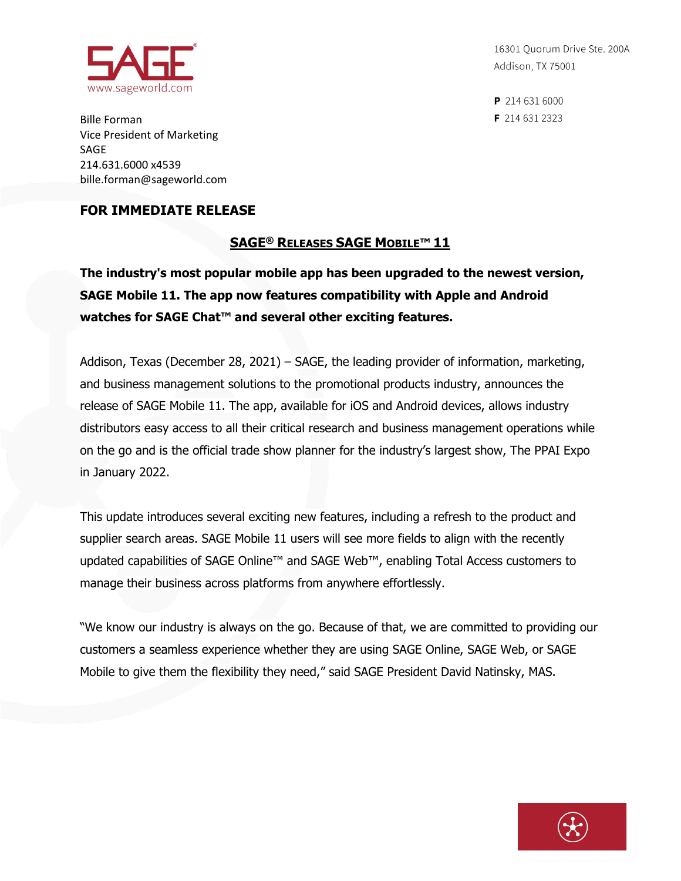SAGE®
www.sageworld.com

16301 Quorum Drive Ste. 200A
Addison, TX 75001

**P** 214 631 6000
**F** 214 631 2323

Bille Forman
Vice President of Marketing
SAGE
214.631.6000 x4539
bille.forman@sageworld.com

**FOR IMMEDIATE RELEASE**

## SAGE® Releases SAGE Mobile™ 11

**The industry's most popular mobile app has been upgraded to the newest version, SAGE Mobile 11. The app now features compatibility with Apple and Android watches for SAGE Chat™ and several other exciting features.**

Addison, Texas (December 28, 2021) – SAGE, the leading provider of information, marketing, and business management solutions to the promotional products industry, announces the release of SAGE Mobile 11. The app, available for iOS and Android devices, allows industry distributors easy access to all their critical research and business management operations while on the go and is the official trade show planner for the industry's largest show, The PPAI Expo in January 2022.

This update introduces several exciting new features, including a refresh to the product and supplier search areas. SAGE Mobile 11 users will see more fields to align with the recently updated capabilities of SAGE Online™ and SAGE Web™, enabling Total Access customers to manage their business across platforms from anywhere effortlessly.

"We know our industry is always on the go. Because of that, we are committed to providing our customers a seamless experience whether they are using SAGE Online, SAGE Web, or SAGE Mobile to give them the flexibility they need," said SAGE President David Natinsky, MAS.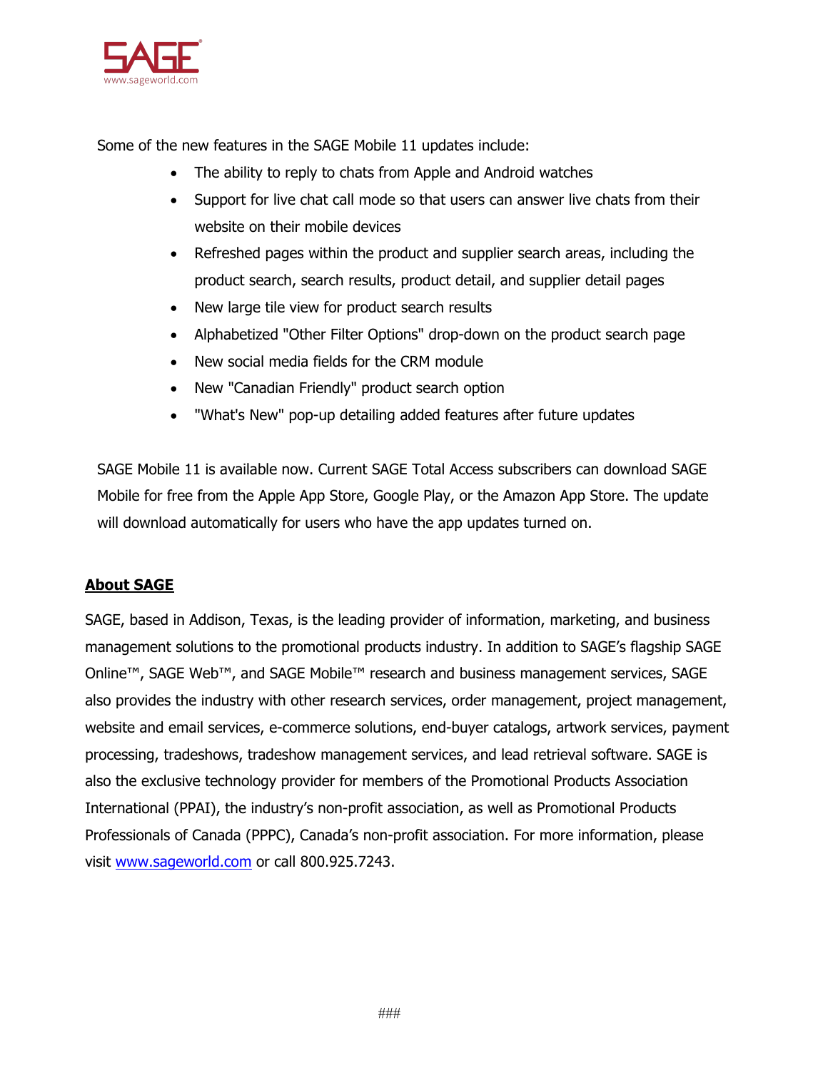Some of the new features in the SAGE Mobile 11 updates include:

- The ability to reply to chats from Apple and Android watches
- Support for live chat call mode so that users can answer live chats from their website on their mobile devices
- Refreshed pages within the product and supplier search areas, including the product search, search results, product detail, and supplier detail pages
- New large tile view for product search results
- Alphabetized "Other Filter Options" drop-down on the product search page
- New social media fields for the CRM module
- New "Canadian Friendly" product search option
- "What's New" pop-up detailing added features after future updates

SAGE Mobile 11 is available now. Current SAGE Total Access subscribers can download SAGE Mobile for free from the Apple App Store, Google Play, or the Amazon App Store. The update will download automatically for users who have the app updates turned on.

**About SAGE**

SAGE, based in Addison, Texas, is the leading provider of information, marketing, and business management solutions to the promotional products industry. In addition to SAGE's flagship SAGE Online™, SAGE Web™, and SAGE Mobile™ research and business management services, SAGE also provides the industry with other research services, order management, project management, website and email services, e-commerce solutions, end-buyer catalogs, artwork services, payment processing, tradeshows, tradeshow management services, and lead retrieval software. SAGE is also the exclusive technology provider for members of the Promotional Products Association International (PPAI), the industry's non-profit association, as well as Promotional Products Professionals of Canada (PPPC), Canada's non-profit association. For more information, please visit www.sageworld.com or call 800.925.7243.

###